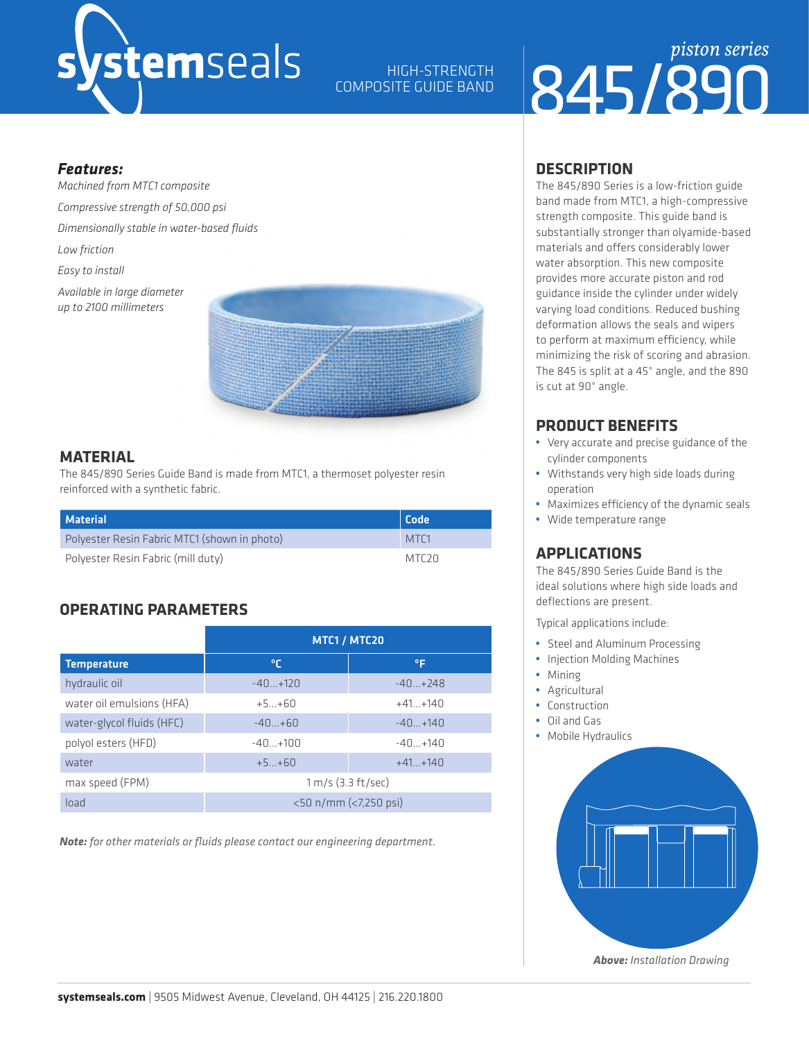# systemseals

HIGH-STRENGTH COMPOSITE GUIDE BAND

*piston series*

# 845/890

### *Features:*

*Machined from MTC1 composite*

*Compressive strength of 50,000 psi*

*Dimensionally stable in water-based fluids*

*Low friction*

*Easy to install*

*Available in large diameter up to 2100 millimeters*

## MATERIAL

The 845/890 Series Guide Band is made from MTC1, a thermoset polyester resin reinforced with a synthetic fabric.

| Material | Code |
|---|---|
| Polyester Resin Fabric MTC1 (shown in photo) | MTC1 |
| Polyester Resin Fabric (mill duty) | MTC20 |

## OPERATING PARAMETERS

| | MTC1 / MTC20 | |
|---|---|---|
| **Temperature** | **°C** | **°F** |
| hydraulic oil | -40...+120 | -40...+248 |
| water oil emulsions (HFA) | +5...+60 | +41...+140 |
| water-glycol fluids (HFC) | -40...+60 | -40...+140 |
| polyol esters (HFD) | -40...+100 | -40...+140 |
| water | +5...+60 | +41...+140 |
| max speed (FPM) | 1 m/s (3.3 ft/sec) | |
| load | <50 n/mm (<7,250 psi) | |

***Note:*** *for other materials or fluids please contact our engineering department.*

## DESCRIPTION

The 845/890 Series is a low-friction guide band made from MTC1, a high-compressive strength composite. This guide band is substantially stronger than olyamide-based materials and offers considerably lower water absorption. This new composite provides more accurate piston and rod guidance inside the cylinder under widely varying load conditions. Reduced bushing deformation allows the seals and wipers to perform at maximum efficiency, while minimizing the risk of scoring and abrasion. The 845 is split at a 45° angle, and the 890 is cut at 90° angle.

## PRODUCT BENEFITS

- Very accurate and precise guidance of the cylinder components
- Withstands very high side loads during operation
- Maximizes efficiency of the dynamic seals
- Wide temperature range

## APPLICATIONS

The 845/890 Series Guide Band is the ideal solutions where high side loads and deflections are present.

Typical applications include:

- Steel and Aluminum Processing
- Injection Molding Machines
- Mining
- Agricultural
- Construction
- Oil and Gas
- Mobile Hydraulics

***Above:*** *Installation Drawing*

**systemseals.com** | 9505 Midwest Avenue, Cleveland, OH 44125 | 216.220.1800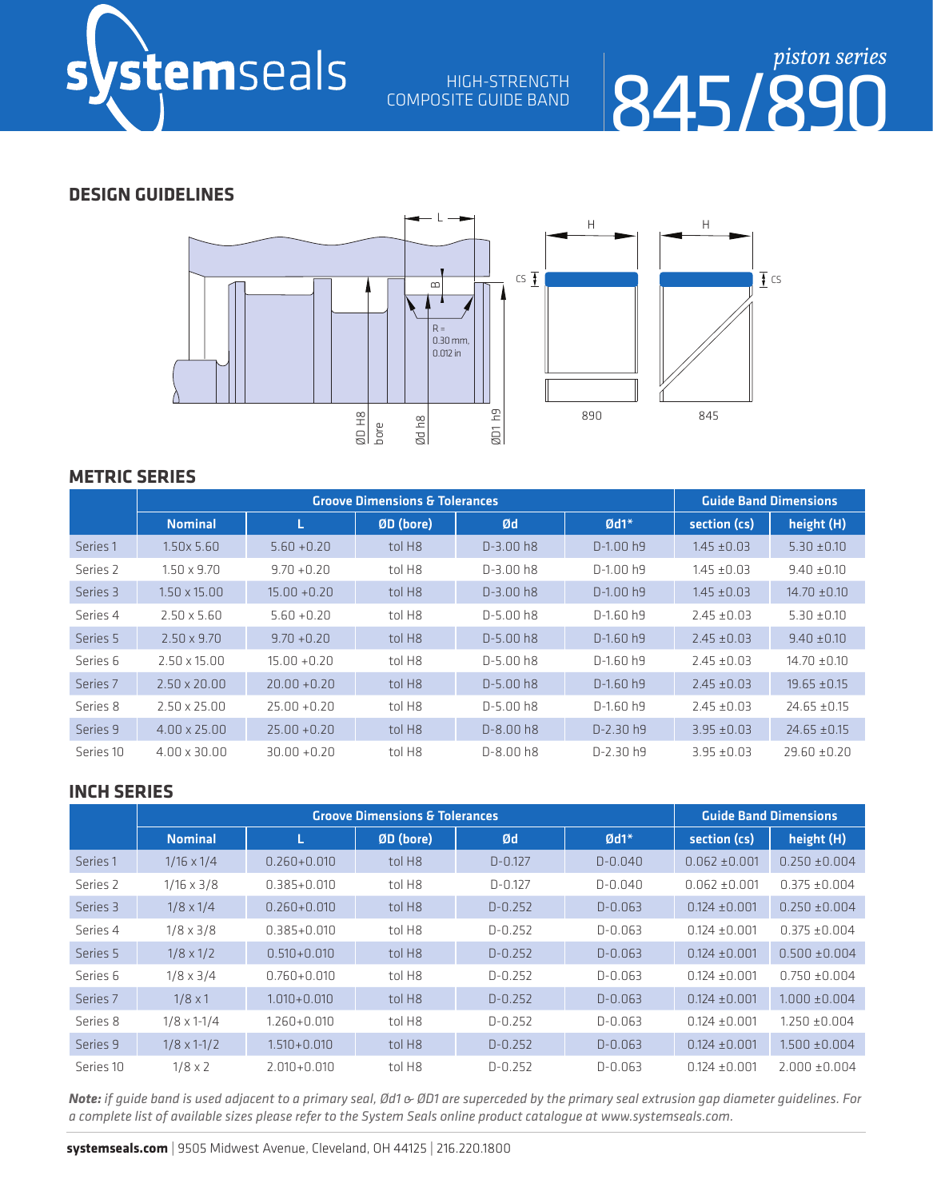systemseals

HIGH-STRENGTH COMPOSITE GUIDE BAND

*piston series*

# 845/890

## DESIGN GUIDELINES

L

B

R = 0.30 mm, 0.012 in

ØD H8 bore

Ød h8

ØD1 h9

H

CS

890

845

## METRIC SERIES

| | Groove Dimensions & Tolerances | | | | | Guide Band Dimensions | |
|---|---|---|---|---|---|---|---|
| | Nominal | L | ØD (bore) | Ød | Ød1* | section (cs) | height (H) |
| Series 1 | 1.50x 5.60 | 5.60 +0.20 | tol H8 | D-3.00 h8 | D-1.00 h9 | 1.45 ±0.03 | 5.30 ±0.10 |
| Series 2 | 1.50 x 9.70 | 9.70 +0.20 | tol H8 | D-3.00 h8 | D-1.00 h9 | 1.45 ±0.03 | 9.40 ±0.10 |
| Series 3 | 1.50 x 15.00 | 15.00 +0.20 | tol H8 | D-3.00 h8 | D-1.00 h9 | 1.45 ±0.03 | 14.70 ±0.10 |
| Series 4 | 2.50 x 5.60 | 5.60 +0.20 | tol H8 | D-5.00 h8 | D-1.60 h9 | 2.45 ±0.03 | 5.30 ±0.10 |
| Series 5 | 2.50 x 9.70 | 9.70 +0.20 | tol H8 | D-5.00 h8 | D-1.60 h9 | 2.45 ±0.03 | 9.40 ±0.10 |
| Series 6 | 2.50 x 15.00 | 15.00 +0.20 | tol H8 | D-5.00 h8 | D-1.60 h9 | 2.45 ±0.03 | 14.70 ±0.10 |
| Series 7 | 2.50 x 20.00 | 20.00 +0.20 | tol H8 | D-5.00 h8 | D-1.60 h9 | 2.45 ±0.03 | 19.65 ±0.15 |
| Series 8 | 2.50 x 25.00 | 25.00 +0.20 | tol H8 | D-5.00 h8 | D-1.60 h9 | 2.45 ±0.03 | 24.65 ±0.15 |
| Series 9 | 4.00 x 25.00 | 25.00 +0.20 | tol H8 | D-8.00 h8 | D-2.30 h9 | 3.95 ±0.03 | 24.65 ±0.15 |
| Series 10 | 4.00 x 30.00 | 30.00 +0.20 | tol H8 | D-8.00 h8 | D-2.30 h9 | 3.95 ±0.03 | 29.60 ±0.20 |

## INCH SERIES

| | Groove Dimensions & Tolerances | | | | | Guide Band Dimensions | |
|---|---|---|---|---|---|---|---|
| | Nominal | L | ØD (bore) | Ød | Ød1* | section (cs) | height (H) |
| Series 1 | 1/16 x 1/4 | 0.260+0.010 | tol H8 | D-0.127 | D-0.040 | 0.062 ±0.001 | 0.250 ±0.004 |
| Series 2 | 1/16 x 3/8 | 0.385+0.010 | tol H8 | D-0.127 | D-0.040 | 0.062 ±0.001 | 0.375 ±0.004 |
| Series 3 | 1/8 x 1/4 | 0.260+0.010 | tol H8 | D-0.252 | D-0.063 | 0.124 ±0.001 | 0.250 ±0.004 |
| Series 4 | 1/8 x 3/8 | 0.385+0.010 | tol H8 | D-0.252 | D-0.063 | 0.124 ±0.001 | 0.375 ±0.004 |
| Series 5 | 1/8 x 1/2 | 0.510+0.010 | tol H8 | D-0.252 | D-0.063 | 0.124 ±0.001 | 0.500 ±0.004 |
| Series 6 | 1/8 x 3/4 | 0.760+0.010 | tol H8 | D-0.252 | D-0.063 | 0.124 ±0.001 | 0.750 ±0.004 |
| Series 7 | 1/8 x 1 | 1.010+0.010 | tol H8 | D-0.252 | D-0.063 | 0.124 ±0.001 | 1.000 ±0.004 |
| Series 8 | 1/8 x 1-1/4 | 1.260+0.010 | tol H8 | D-0.252 | D-0.063 | 0.124 ±0.001 | 1.250 ±0.004 |
| Series 9 | 1/8 x 1-1/2 | 1.510+0.010 | tol H8 | D-0.252 | D-0.063 | 0.124 ±0.001 | 1.500 ±0.004 |
| Series 10 | 1/8 x 2 | 2.010+0.010 | tol H8 | D-0.252 | D-0.063 | 0.124 ±0.001 | 2.000 ±0.004 |

***Note:*** *if guide band is used adjacent to a primary seal, Ød1 & ØD1 are superceded by the primary seal extrusion gap diameter guidelines. For a complete list of available sizes please refer to the System Seals online product catalogue at www.systemseals.com.*

**systemseals.com** | 9505 Midwest Avenue, Cleveland, OH 44125 | 216.220.1800